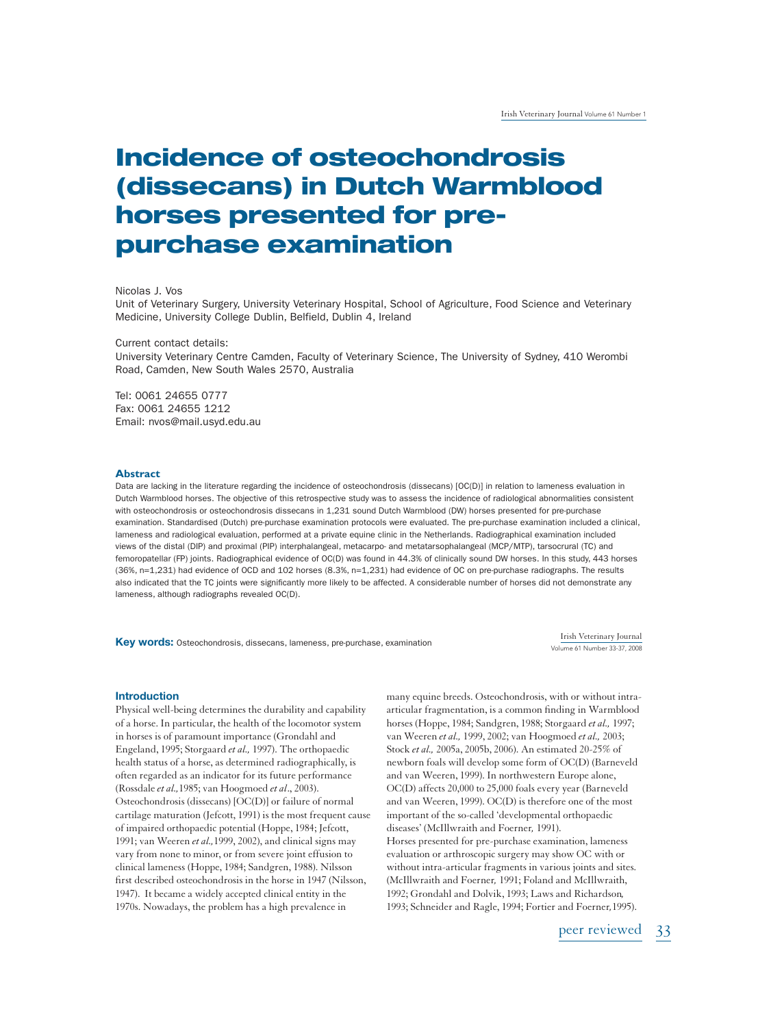# Incidence of osteochondrosis (dissecans) in Dutch Warmblood horses presented for pre-purchase examination

Nicolas J. Vos

Unit of Veterinary Surgery, University Veterinary Hospital, School of Agriculture, Food Science and Veterinary Medicine, University College Dublin, Belfield, Dublin 4, Ireland

Current contact details:
University Veterinary Centre Camden, Faculty of Veterinary Science, The University of Sydney, 410 Werombi Road, Camden, New South Wales 2570, Australia

Tel: 0061 24655 0777
Fax: 0061 24655 1212
Email: nvos@mail.usyd.edu.au

## Abstract

Data are lacking in the literature regarding the incidence of osteochondrosis (dissecans) [OC(D)] in relation to lameness evaluation in Dutch Warmblood horses. The objective of this retrospective study was to assess the incidence of radiological abnormalities consistent with osteochondrosis or osteochondrosis dissecans in 1,231 sound Dutch Warmblood (DW) horses presented for pre-purchase examination. Standardised (Dutch) pre-purchase examination protocols were evaluated. The pre-purchase examination included a clinical, lameness and radiological evaluation, performed at a private equine clinic in the Netherlands. Radiographical examination included views of the distal (DIP) and proximal (PIP) interphalangeal, metacarpo- and metatarsophalangeal (MCP/MTP), tarsocrural (TC) and femoropatellar (FP) joints. Radiographical evidence of OC(D) was found in 44.3% of clinically sound DW horses. In this study, 443 horses (36%, n=1,231) had evidence of OCD and 102 horses (8.3%, n=1,231) had evidence of OC on pre-purchase radiographs. The results also indicated that the TC joints were significantly more likely to be affected. A considerable number of horses did not demonstrate any lameness, although radiographs revealed OC(D).

**Key words:** Osteochondrosis, dissecans, lameness, pre-purchase, examination

## Introduction

Physical well-being determines the durability and capability of a horse. In particular, the health of the locomotor system in horses is of paramount importance (Grondahl and Engeland, 1995; Storgaard *et al.,* 1997). The orthopaedic health status of a horse, as determined radiographically, is often regarded as an indicator for its future performance (Rossdale *et al.,*1985; van Hoogmoed *et al*., 2003). Osteochondrosis (dissecans) [OC(D)] or failure of normal cartilage maturation (Jefcott, 1991) is the most frequent cause of impaired orthopaedic potential (Hoppe, 1984; Jefcott, 1991; van Weeren *et al.,*1999, 2002), and clinical signs may vary from none to minor, or from severe joint effusion to clinical lameness (Hoppe, 1984; Sandgren, 1988). Nilsson first described osteochondrosis in the horse in 1947 (Nilsson, 1947). It became a widely accepted clinical entity in the 1970s. Nowadays, the problem has a high prevalence in many equine breeds. Osteochondrosis, with or without intra-articular fragmentation, is a common finding in Warmblood horses (Hoppe, 1984; Sandgren, 1988; Storgaard *et al.,* 1997; van Weeren *et al.,* 1999, 2002; van Hoogmoed *et al.,* 2003; Stock *et al.,* 2005a, 2005b, 2006). An estimated 20-25% of newborn foals will develop some form of OC(D) (Barneveld and van Weeren, 1999). In northwestern Europe alone, OC(D) affects 20,000 to 25,000 foals every year (Barneveld and van Weeren, 1999). OC(D) is therefore one of the most important of the so-called 'developmental orthopaedic diseases' (McIllwraith and Foerner, 1991).

Horses presented for pre-purchase examination, lameness evaluation or arthroscopic surgery may show OC with or without intra-articular fragments in various joints and sites. (McIllwraith and Foerner, 1991; Foland and McIllwraith, 1992; Grondahl and Dolvik, 1993; Laws and Richardson, 1993; Schneider and Ragle, 1994; Fortier and Foerner, 1995).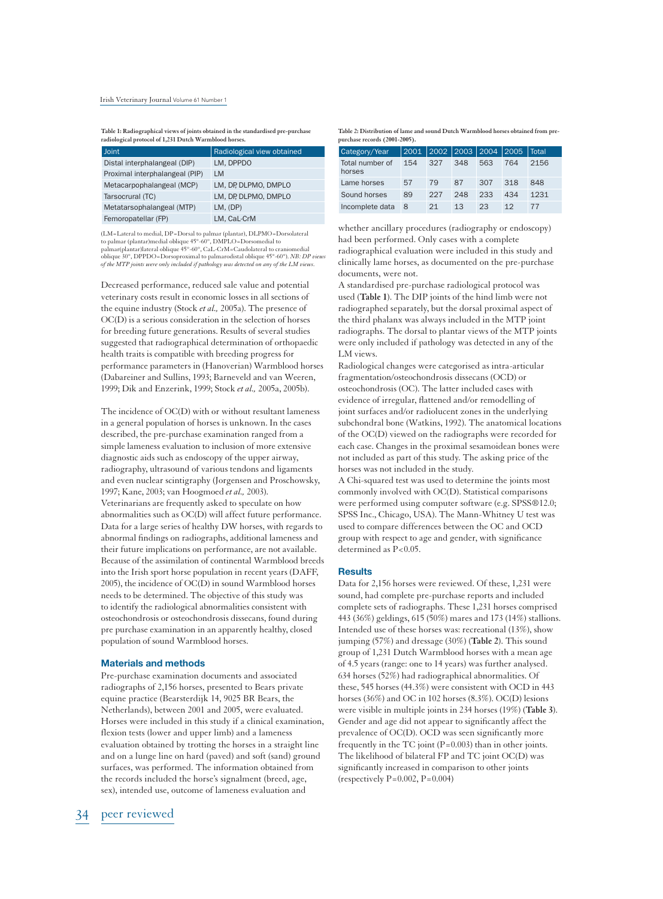**Table 1: Radiographical views of joints obtained in the standardised pre-purchase radiological protocol of 1,231 Dutch Warmblood horses.**

| Joint | Radiological view obtained |
|---|---|
| Distal interphalangeal (DIP) | LM, DPPDO |
| Proximal interphalangeal (PIP) | LM |
| Metacarpophalangeal (MCP) | LM, DP, DLPMO, DMPLO |
| Tarsocrural (TC) | LM, DP, DLPMO, DMPLO |
| Metatarsophalangeal (MTP) | LM, (DP) |
| Femoropatellar (FP) | LM, CaL-CrM |

(LM=Lateral to medial, DP=Dorsal to palmar (plantar), DLPMO=Dorsolateral to palmar (plantar)medial oblique 45°-60°, DMPLO=Dorsomedial to palmar(plantar)lateral oblique 45°-60°, CaL-CrM=Caudolateral to craniomedial oblique 30°, DPPDO=Dorsoproximal to palmarodistal oblique 45°-60°). *NB: DP views of the MTP joints were only included if pathology was detected on any of the LM views.*

Decreased performance, reduced sale value and potential veterinary costs result in economic losses in all sections of the equine industry (Stock *et al.,* 2005a). The presence of OC(D) is a serious consideration in the selection of horses for breeding future generations. Results of several studies suggested that radiographical determination of orthopaedic health traits is compatible with breeding progress for performance parameters in (Hanoverian) Warmblood horses (Dabareiner and Sullins, 1993; Barneveld and van Weeren, 1999; Dik and Enzerink, 1999; Stock *et al.,* 2005a, 2005b).

The incidence of OC(D) with or without resultant lameness in a general population of horses is unknown. In the cases described, the pre-purchase examination ranged from a simple lameness evaluation to inclusion of more extensive diagnostic aids such as endoscopy of the upper airway, radiography, ultrasound of various tendons and ligaments and even nuclear scintigraphy (Jorgensen and Proschowsky, 1997; Kane, 2003; van Hoogmoed *et al.,* 2003). Veterinarians are frequently asked to speculate on how abnormalities such as OC(D) will affect future performance. Data for a large series of healthy DW horses, with regards to abnormal findings on radiographs, additional lameness and their future implications on performance, are not available. Because of the assimilation of continental Warmblood breeds into the Irish sport horse population in recent years (DAFF, 2005), the incidence of OC(D) in sound Warmblood horses needs to be determined. The objective of this study was to identify the radiological abnormalities consistent with osteochondrosis or osteochondrosis dissecans, found during pre purchase examination in an apparently healthy, closed population of sound Warmblood horses.

## Materials and methods

Pre-purchase examination documents and associated radiographs of 2,156 horses, presented to Bears private equine practice (Bearsterdijk 14, 9025 BR Bears, the Netherlands), between 2001 and 2005, were evaluated. Horses were included in this study if a clinical examination, flexion tests (lower and upper limb) and a lameness evaluation obtained by trotting the horses in a straight line and on a lunge line on hard (paved) and soft (sand) ground surfaces, was performed. The information obtained from the records included the horse's signalment (breed, age, sex), intended use, outcome of lameness evaluation and whether ancillary procedures (radiography or endoscopy) had been performed. Only cases with a complete radiographical evaluation were included in this study and clinically lame horses, as documented on the pre-purchase documents, were not.

A standardised pre-purchase radiological protocol was used (**Table 1**). The DIP joints of the hind limb were not radiographed separately, but the dorsal proximal aspect of the third phalanx was always included in the MTP joint radiographs. The dorsal to plantar views of the MTP joints were only included if pathology was detected in any of the LM views.

Radiological changes were categorised as intra-articular fragmentation/osteochondrosis dissecans (OCD) or osteochondrosis (OC). The latter included cases with evidence of irregular, flattened and/or remodelling of joint surfaces and/or radiolucent zones in the underlying subchondral bone (Watkins, 1992). The anatomical locations of the OC(D) viewed on the radiographs were recorded for each case. Changes in the proximal sesamoidean bones were not included as part of this study. The asking price of the horses was not included in the study.

A Chi-squared test was used to determine the joints most commonly involved with OC(D). Statistical comparisons were performed using computer software (e.g. SPSS®12.0; SPSS Inc., Chicago, USA). The Mann-Whitney U test was used to compare differences between the OC and OCD group with respect to age and gender, with significance determined as $P<0.05$.

**Table 2: Distribution of lame and sound Dutch Warmblood horses obtained from pre-purchase records (2001-2005).**

| Category/Year | 2001 | 2002 | 2003 | 2004 | 2005 | Total |
|---|---|---|---|---|---|---|
| Total number of horses | 154 | 327 | 348 | 563 | 764 | 2156 |
| Lame horses | 57 | 79 | 87 | 307 | 318 | 848 |
| Sound horses | 89 | 227 | 248 | 233 | 434 | 1231 |
| Incomplete data | 8 | 21 | 13 | 23 | 12 | 77 |

## Results

Data for 2,156 horses were reviewed. Of these, 1,231 were sound, had complete pre-purchase reports and included complete sets of radiographs. These 1,231 horses comprised 443 (36%) geldings, 615 (50%) mares and 173 (14%) stallions. Intended use of these horses was: recreational (13%), show jumping (57%) and dressage (30%) (**Table 2**). This sound group of 1,231 Dutch Warmblood horses with a mean age of 4.5 years (range: one to 14 years) was further analysed. 634 horses (52%) had radiographical abnormalities. Of these, 545 horses (44.3%) were consistent with OCD in 443 horses (36%) and OC in 102 horses (8.3%). OC(D) lesions were visible in multiple joints in 234 horses (19%) (**Table 3**). Gender and age did not appear to significantly affect the prevalence of OC(D). OCD was seen significantly more frequently in the TC joint ($P=0.003$) than in other joints. The likelihood of bilateral FP and TC joint OC(D) was significantly increased in comparison to other joints (respectively $P=0.002$, $P=0.004$)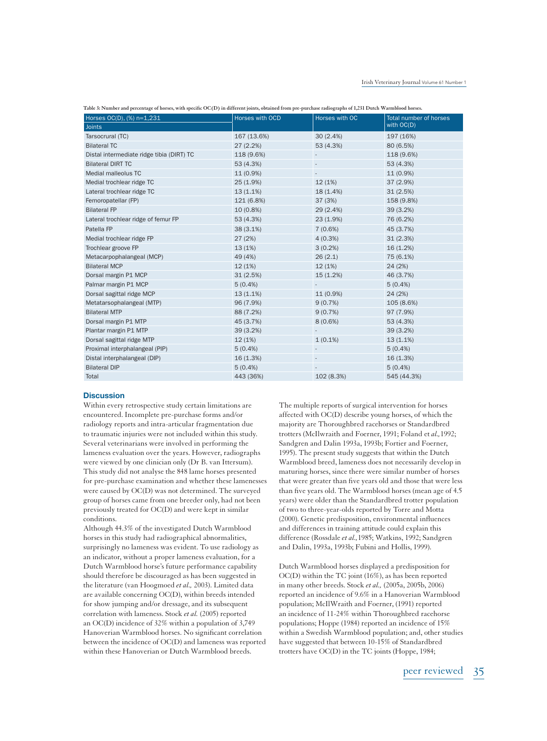Table 3: Number and percentage of horses, with specific OC(D) in different joints, obtained from pre-purchase radiographs of 1,231 Dutch Warmblood horses.

| Horses OC(D), (%) n=1,231<br>Joints | Horses with OCD | Horses with OC | Total number of horses with OC(D) |
|---|---|---|---|
| Tarsocrural (TC) | 167 (13.6%) | 30 (2.4%) | 197 (16%) |
| Bilateral TC | 27 (2.2%) | 53 (4.3%) | 80 (6.5%) |
| Distal intermediate ridge tibia (DIRT) TC | 118 (9.6%) | - | 118 (9.6%) |
| Bilateral DIRT TC | 53 (4.3%) | - | 53 (4.3%) |
| Medial malleolus TC | 11 (0.9%) | - | 11 (0.9%) |
| Medial trochlear ridge TC | 25 (1.9%) | 12 (1%) | 37 (2.9%) |
| Lateral trochlear ridge TC | 13 (1.1%) | 18 (1.4%) | 31 (2.5%) |
| Femoropatellar (FP) | 121 (6.8%) | 37 (3%) | 158 (9.8%) |
| Bilateral FP | 10 (0.8%) | 29 (2.4%) | 39 (3.2%) |
| Lateral trochlear ridge of femur FP | 53 (4.3%) | 23 (1.9%) | 76 (6.2%) |
| Patella FP | 38 (3.1%) | 7 (0.6%) | 45 (3.7%) |
| Medial trochlear ridge FP | 27 (2%) | 4 (0.3%) | 31 (2.3%) |
| Trochlear groove FP | 13 (1%) | 3 (0.2%) | 16 (1.2%) |
| Metacarpophalangeal (MCP) | 49 (4%) | 26 (2.1) | 75 (6.1%) |
| Bilateral MCP | 12 (1%) | 12 (1%) | 24 (2%) |
| Dorsal margin P1 MCP | 31 (2.5%) | 15 (1.2%) | 46 (3.7%) |
| Palmar margin P1 MCP | 5 (0.4%) | - | 5 (0.4%) |
| Dorsal sagittal ridge MCP | 13 (1.1%) | 11 (0.9%) | 24 (2%) |
| Metatarsophalangeal (MTP) | 96 (7.9%) | 9 (0.7%) | 105 (8.6%) |
| Bilateral MTP | 88 (7.2%) | 9 (0.7%) | 97 (7.9%) |
| Dorsal margin P1 MTP | 45 (3.7%) | 8 (0.6%) | 53 (4.3%) |
| Plantar margin P1 MTP | 39 (3.2%) | - | 39 (3.2%) |
| Dorsal sagittal ridge MTP | 12 (1%) | 1 (0.1%) | 13 (1.1%) |
| Proximal interphalangeal (PIP) | 5 (0.4%) | - | 5 (0.4%) |
| Distal interphalangeal (DIP) | 16 (1.3%) | - | 16 (1.3%) |
| Bilateral DIP | 5 (0.4%) | - | 5 (0.4%) |
| Total | 443 (36%) | 102 (8.3%) | 545 (44.3%) |

## Discussion

Within every retrospective study certain limitations are encountered. Incomplete pre-purchase forms and/or radiology reports and intra-articular fragmentation due to traumatic injuries were not included within this study. Several veterinarians were involved in performing the lameness evaluation over the years. However, radiographs were viewed by one clinician only (Dr B. van Ittersum). This study did not analyse the 848 lame horses presented for pre-purchase examination and whether these lamenesses were caused by OC(D) was not determined. The surveyed group of horses came from one breeder only, had not been previously treated for OC(D) and were kept in similar conditions.

Although 44.3% of the investigated Dutch Warmblood horses in this study had radiographical abnormalities, surprisingly no lameness was evident. To use radiology as an indicator, without a proper lameness evaluation, for a Dutch Warmblood horse's future performance capability should therefore be discouraged as has been suggested in the literature (van Hoogmoed *et al.,* 2003). Limited data are available concerning OC(D), within breeds intended for show jumping and/or dressage, and its subsequent correlation with lameness. Stock *et al.* (2005) reported an OC(D) incidence of 32% within a population of 3,749 Hanoverian Warmblood horses. No significant correlation between the incidence of OC(D) and lameness was reported within these Hanoverian or Dutch Warmblood breeds.

The multiple reports of surgical intervention for horses affected with OC(D) describe young horses, of which the majority are Thoroughbred racehorses or Standardbred trotters (McIlwraith and Foerner, 1991; Foland et *al.,* 1992; Sandgren and Dalin 1993a, 1993b; Fortier and Foerner, 1995). The present study suggests that within the Dutch Warmblood breed, lameness does not necessarily develop in maturing horses, since there were similar number of horses that were greater than five years old and those that were less than five years old. The Warmblood horses (mean age of 4.5 years) were older than the Standardbred trotter population of two to three-year-olds reported by Torre and Motta (2000). Genetic predisposition, environmental influences and differences in training attitude could explain this difference (Rossdale *et al.,* 1985; Watkins, 1992; Sandgren and Dalin, 1993a, 1993b; Fubini and Hollis, 1999).

Dutch Warmblood horses displayed a predisposition for OC(D) within the TC joint (16%), as has been reported in many other breeds. Stock *et al.,* (2005a, 2005b, 2006) reported an incidence of 9.6% in a Hanoverian Warmblood population; McIlWraith and Foerner, (1991) reported an incidence of 11-24% within Thoroughbred racehorse populations; Hoppe (1984) reported an incidence of 15% within a Swedish Warmblood population; and, other studies have suggested that between 10-15% of Standardbred trotters have OC(D) in the TC joints (Hoppe, 1984;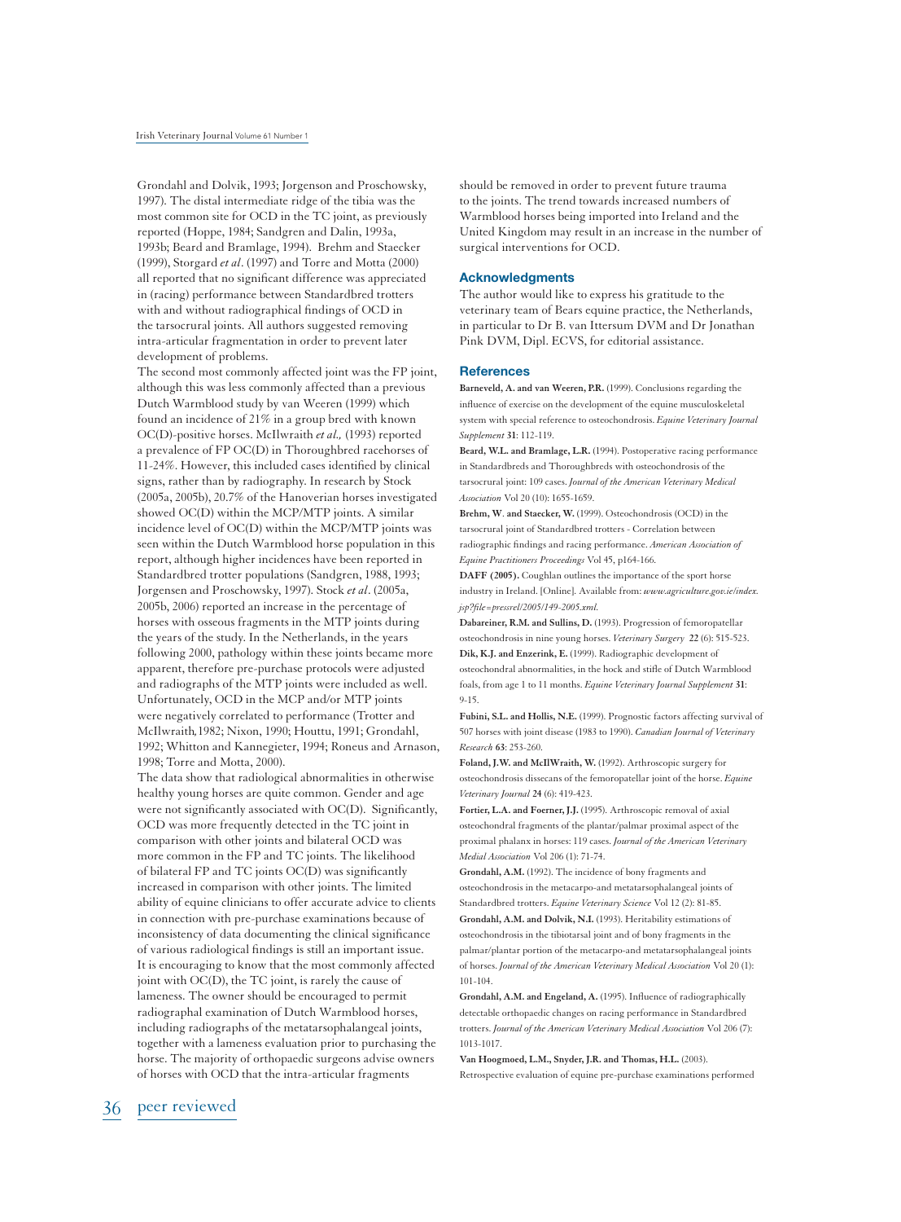Grondahl and Dolvik, 1993; Jorgenson and Proschowsky, 1997). The distal intermediate ridge of the tibia was the most common site for OCD in the TC joint, as previously reported (Hoppe, 1984; Sandgren and Dalin, 1993a, 1993b; Beard and Bramlage, 1994). Brehm and Staecker (1999), Storgard *et al*. (1997) and Torre and Motta (2000) all reported that no significant difference was appreciated in (racing) performance between Standardbred trotters with and without radiographical findings of OCD in the tarsocrural joints. All authors suggested removing intra-articular fragmentation in order to prevent later development of problems.

The second most commonly affected joint was the FP joint, although this was less commonly affected than a previous Dutch Warmblood study by van Weeren (1999) which found an incidence of 21% in a group bred with known OC(D)-positive horses. McIlwraith *et al.,* (1993) reported a prevalence of FP OC(D) in Thoroughbred racehorses of 11-24%. However, this included cases identified by clinical signs, rather than by radiography. In research by Stock (2005a, 2005b), 20.7% of the Hanoverian horses investigated showed OC(D) within the MCP/MTP joints. A similar incidence level of OC(D) within the MCP/MTP joints was seen within the Dutch Warmblood horse population in this report, although higher incidences have been reported in Standardbred trotter populations (Sandgren, 1988, 1993; Jorgensen and Proschowsky, 1997). Stock *et al*. (2005a, 2005b, 2006) reported an increase in the percentage of horses with osseous fragments in the MTP joints during the years of the study. In the Netherlands, in the years following 2000, pathology within these joints became more apparent, therefore pre-purchase protocols were adjusted and radiographs of the MTP joints were included as well. Unfortunately, OCD in the MCP and/or MTP joints were negatively correlated to performance (Trotter and McIlwraith*,*1982; Nixon, 1990; Houttu, 1991; Grondahl, 1992; Whitton and Kannegieter, 1994; Roneus and Arnason, 1998; Torre and Motta, 2000).

The data show that radiological abnormalities in otherwise healthy young horses are quite common. Gender and age were not significantly associated with OC(D). Significantly, OCD was more frequently detected in the TC joint in comparison with other joints and bilateral OCD was more common in the FP and TC joints. The likelihood of bilateral FP and TC joints OC(D) was significantly increased in comparison with other joints. The limited ability of equine clinicians to offer accurate advice to clients in connection with pre-purchase examinations because of inconsistency of data documenting the clinical significance of various radiological findings is still an important issue. It is encouraging to know that the most commonly affected joint with OC(D), the TC joint, is rarely the cause of lameness. The owner should be encouraged to permit radiographal examination of Dutch Warmblood horses, including radiographs of the metatarsophalangeal joints, together with a lameness evaluation prior to purchasing the horse. The majority of orthopaedic surgeons advise owners of horses with OCD that the intra-articular fragments should be removed in order to prevent future trauma to the joints. The trend towards increased numbers of Warmblood horses being imported into Ireland and the United Kingdom may result in an increase in the number of surgical interventions for OCD.

## Acknowledgments

The author would like to express his gratitude to the veterinary team of Bears equine practice, the Netherlands, in particular to Dr B. van Ittersum DVM and Dr Jonathan Pink DVM, Dipl. ECVS, for editorial assistance.

## References

**Barneveld, A. and van Weeren, P.R.** (1999). Conclusions regarding the influence of exercise on the development of the equine musculoskeletal system with special reference to osteochondrosis. *Equine Veterinary Journal Supplement* **31**: 112-119.

**Beard, W.L. and Bramlage, L.R.** (1994). Postoperative racing performance in Standardbreds and Thoroughbreds with osteochondrosis of the tarsocrural joint: 109 cases. *Journal of the American Veterinary Medical Association* Vol 20 (10): 1655-1659.

**Brehm, W. and Staecker, W.** (1999). Osteochondrosis (OCD) in the tarsocrural joint of Standardbred trotters - Correlation between radiographic findings and racing performance. *American Association of Equine Practitioners Proceedings* Vol 45, p164-166.

**DAFF (2005).** Coughlan outlines the importance of the sport horse industry in Ireland. [Online]. Available from: *www.agriculture.gov.ie/index.jsp?file=pressrel/2005/149-2005.xml.*

**Dabareiner, R.M. and Sullins, D.** (1993). Progression of femoropatellar osteochondrosis in nine young horses. *Veterinary Surgery* **22** (6): 515-523.

**Dik, K.J. and Enzerink, E.** (1999). Radiographic development of osteochondral abnormalities, in the hock and stifle of Dutch Warmblood foals, from age 1 to 11 months. *Equine Veterinary Journal Supplement* **31**: 9-15.

**Fubini, S.L. and Hollis, N.E.** (1999). Prognostic factors affecting survival of 507 horses with joint disease (1983 to 1990). *Canadian Journal of Veterinary Research* **63**: 253-260.

**Foland, J.W. and McIlWraith, W.** (1992). Arthroscopic surgery for osteochondrosis dissecans of the femoropatellar joint of the horse. *Equine Veterinary Journal* **24** (6): 419-423.

**Fortier, L.A. and Foerner, J.J.** (1995). Arthroscopic removal of axial osteochondral fragments of the plantar/palmar proximal aspect of the proximal phalanx in horses: 119 cases. *Journal of the American Veterinary Medial Association* Vol 206 (1): 71-74.

**Grondahl, A.M.** (1992). The incidence of bony fragments and osteochondrosis in the metacarpo-and metatarsophalangeal joints of Standardbred trotters. *Equine Veterinary Science* Vol 12 (2): 81-85.

**Grondahl, A.M. and Dolvik, N.I.** (1993). Heritability estimations of osteochondrosis in the tibiotarsal joint and of bony fragments in the palmar/plantar portion of the metacarpo-and metatarsophalangeal joints of horses. *Journal of the American Veterinary Medical Association* Vol 20 (1): 101-104.

**Grondahl, A.M. and Engeland, A.** (1995). Influence of radiographically detectable orthopaedic changes on racing performance in Standardbred trotters. *Journal of the American Veterinary Medical Association* Vol 206 (7): 1013-1017.

**Van Hoogmoed, L.M., Snyder, J.R. and Thomas, H.L.** (2003). Retrospective evaluation of equine pre-purchase examinations performed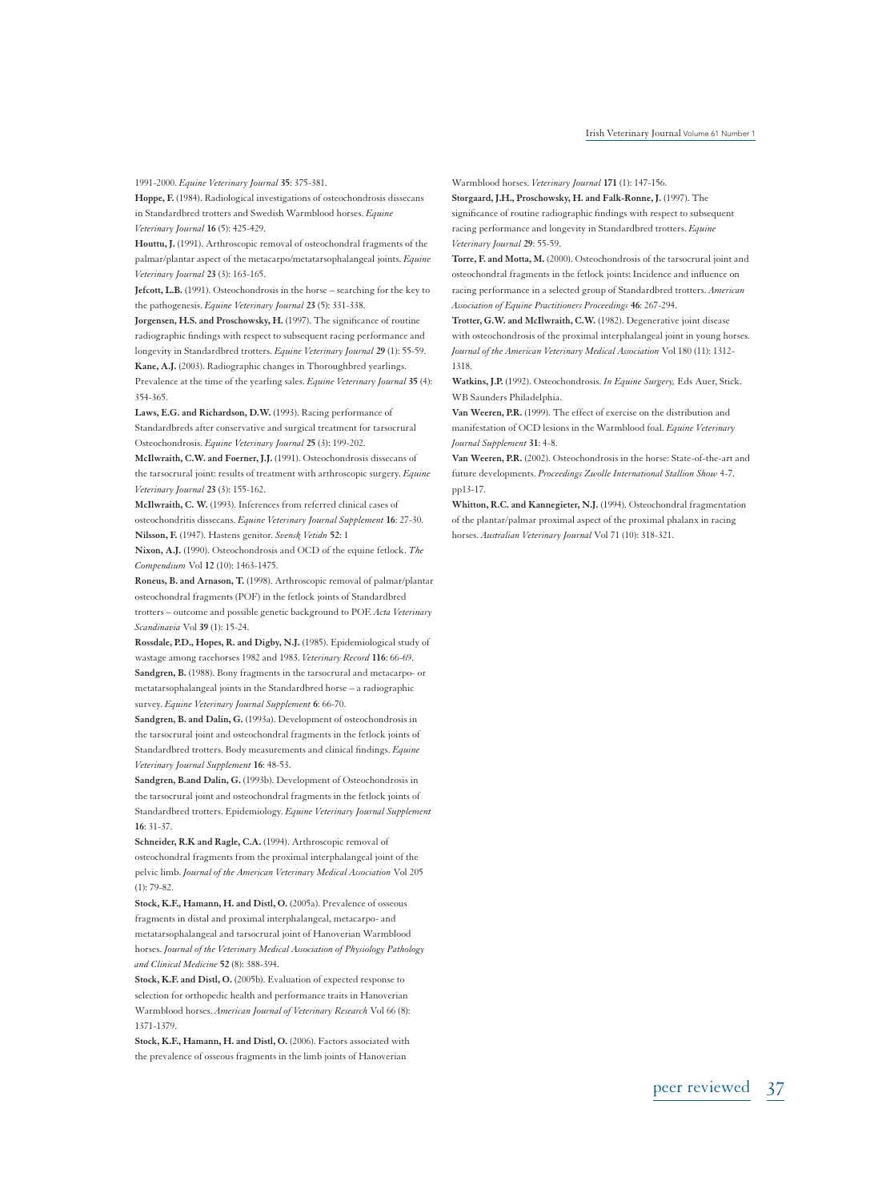1991-2000. *Equine Veterinary Journal* **35**: 375-381.

**Hoppe, F.** (1984). Radiological investigations of osteochondrosis dissecans in Standardbred trotters and Swedish Warmblood horses. *Equine Veterinary Journal* **16** (5): 425-429.

**Houttu, J.** (1991). Arthroscopic removal of osteochondral fragments of the palmar/plantar aspect of the metacarpo/metatarsophalangeal joints. *Equine Veterinary Journal* **23** (3): 163-165.

**Jefcott, L.B.** (1991). Osteochondrosis in the horse – searching for the key to the pathogenesis. *Equine Veterinary Journal* **23** (5): 331-338.

**Jorgensen, H.S. and Proschowsky, H.** (1997). The significance of routine radiographic findings with respect to subsequent racing performance and longevity in Standardbred trotters. *Equine Veterinary Journal* **29** (1): 55-59.

**Kane, A.J.** (2003). Radiographic changes in Thoroughbred yearlings. Prevalence at the time of the yearling sales. *Equine Veterinary Journal* **35** (4): 354-365.

**Laws, E.G. and Richardson, D.W.** (1993). Racing performance of Standardbreds after conservative and surgical treatment for tarsocrural Osteochondrosis. *Equine Veterinary Journal* **25** (3): 199-202.

**McIlwraith, C.W. and Foerner, J.J.** (1991). Osteochondrosis dissecans of the tarsocrural joint: results of treatment with arthroscopic surgery. *Equine Veterinary Journal* **23** (3): 155-162.

**McIlwraith, C. W.** (1993). Inferences from referred clinical cases of osteochondritis dissecans. *Equine Veterinary Journal Supplement* **16**: 27-30.

**Nilsson, F.** (1947). Hastens genitor. *Svensk Vetidn* **52**: 1

**Nixon, A.J.** (1990). Osteochondrosis and OCD of the equine fetlock. *The Compendium* Vol **12** (10): 1463-1475.

**Roneus, B. and Arnason, T.** (1998). Arthroscopic removal of palmar/plantar osteochondral fragments (POF) in the fetlock joints of Standardbred trotters – outcome and possible genetic background to POF. *Acta Veterinary Scandinavia* Vol **39** (1): 15-24.

**Rossdale, P.D., Hopes, R. and Digby, N.J.** (1985). Epidemiological study of wastage among racehorses 1982 and 1983. *Veterinary Record* **116**: 66-69.

**Sandgren, B.** (1988). Bony fragments in the tarsocrural and metacarpo- or metatarsophalangeal joints in the Standardbred horse – a radiographic survey. *Equine Veterinary Journal Supplement* **6**: 66-70.

**Sandgren, B. and Dalin, G.** (1993a). Development of osteochondrosis in the tarsocrural joint and osteochondral fragments in the fetlock joints of Standardbred trotters. Body measurements and clinical findings. *Equine Veterinary Journal Supplement* **16**: 48-53.

**Sandgren, B.and Dalin, G.** (1993b). Development of Osteochondrosis in the tarsocrural joint and osteochondral fragments in the fetlock joints of Standardbred trotters. Epidemiology. *Equine Veterinary Journal Supplement* **16**: 31-37.

**Schneider, R.K and Ragle, C.A.** (1994). Arthroscopic removal of osteochondral fragments from the proximal interphalangeal joint of the pelvic limb. *Journal of the American Veterinary Medical Association* Vol 205 (1): 79-82.

**Stock, K.F., Hamann, H. and Distl, O.** (2005a). Prevalence of osseous fragments in distal and proximal interphalangeal, metacarpo- and metatarsophalangeal and tarsocrural joint of Hanoverian Warmblood horses. *Journal of the Veterinary Medical Association of Physiology Pathology and Clinical Medicine* **52** (8): 388-394.

**Stock, K.F. and Distl, O.** (2005b). Evaluation of expected response to selection for orthopedic health and performance traits in Hanoverian Warmblood horses. *American Journal of Veterinary Research* Vol 66 (8): 1371-1379.

**Stock, K.F., Hamann, H. and Distl, O.** (2006). Factors associated with the prevalence of osseous fragments in the limb joints of Hanoverian Warmblood horses. *Veterinary Journal* **171** (1): 147-156.

**Storgaard, J.H., Proschowsky, H. and Falk-Ronne, J.** (1997). The significance of routine radiographic findings with respect to subsequent racing performance and longevity in Standardbred trotters. *Equine Veterinary Journal* **29**: 55-59.

**Torre, F. and Motta, M.** (2000). Osteochondrosis of the tarsocrural joint and osteochondral fragments in the fetlock joints: Incidence and influence on racing performance in a selected group of Standardbred trotters. *American Association of Equine Practitioners Proceedings* **46**: 267-294.

**Trotter, G.W. and McIlwraith, C.W.** (1982). Degenerative joint disease with osteochondrosis of the proximal interphalangeal joint in young horses. *Journal of the American Veterinary Medical Association* Vol 180 (11): 1312-1318.

**Watkins, J.P.** (1992). Osteochondrosis. *In Equine Surgery,* Eds Auer, Stick. WB Saunders Philadelphia.

**Van Weeren, P.R.** (1999). The effect of exercise on the distribution and manifestation of OCD lesions in the Warmblood foal. *Equine Veterinary Journal Supplement* **31**: 4-8.

**Van Weeren, P.R.** (2002). Osteochondrosis in the horse: State-of-the-art and future developments. *Proceedings Zwolle International Stallion Show* 4-7. pp13-17.

**Whitton, R.C. and Kannegieter, N.J.** (1994). Osteochondral fragmentation of the plantar/palmar proximal aspect of the proximal phalanx in racing horses. *Australian Veterinary Journal* Vol 71 (10): 318-321.